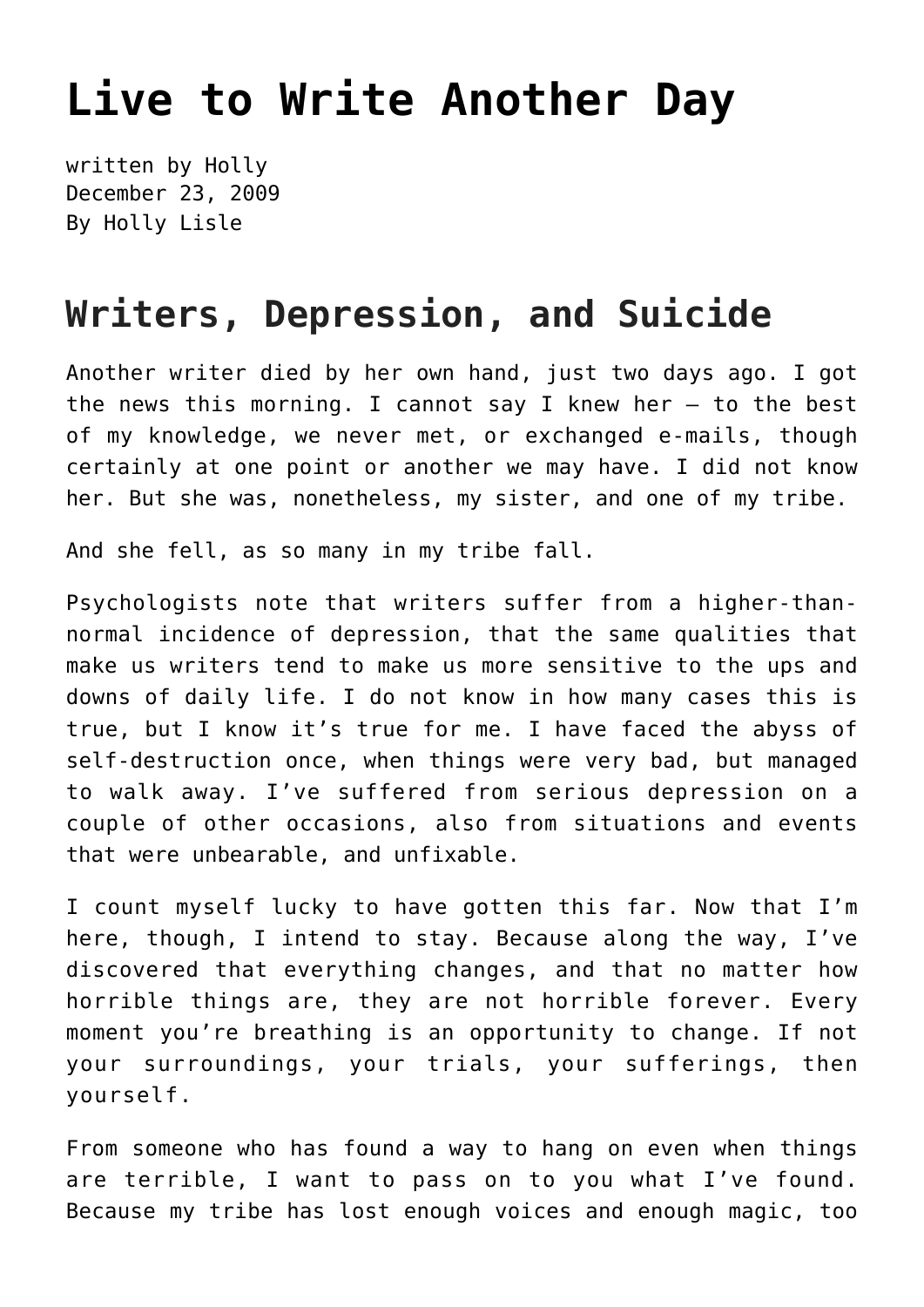# Live to Write Another Day

written by Holly
December 23, 2009
By Holly Lisle

## Writers, Depression, and Suicide

Another writer died by her own hand, just two days ago. I got the news this morning. I cannot say I knew her — to the best of my knowledge, we never met, or exchanged e-mails, though certainly at one point or another we may have. I did not know her. But she was, nonetheless, my sister, and one of my tribe.

And she fell, as so many in my tribe fall.

Psychologists note that writers suffer from a higher-than-normal incidence of depression, that the same qualities that make us writers tend to make us more sensitive to the ups and downs of daily life. I do not know in how many cases this is true, but I know it's true for me. I have faced the abyss of self-destruction once, when things were very bad, but managed to walk away. I've suffered from serious depression on a couple of other occasions, also from situations and events that were unbearable, and unfixable.

I count myself lucky to have gotten this far. Now that I'm here, though, I intend to stay. Because along the way, I've discovered that everything changes, and that no matter how horrible things are, they are not horrible forever. Every moment you're breathing is an opportunity to change. If not your surroundings, your trials, your sufferings, then yourself.

From someone who has found a way to hang on even when things are terrible, I want to pass on to you what I've found. Because my tribe has lost enough voices and enough magic, too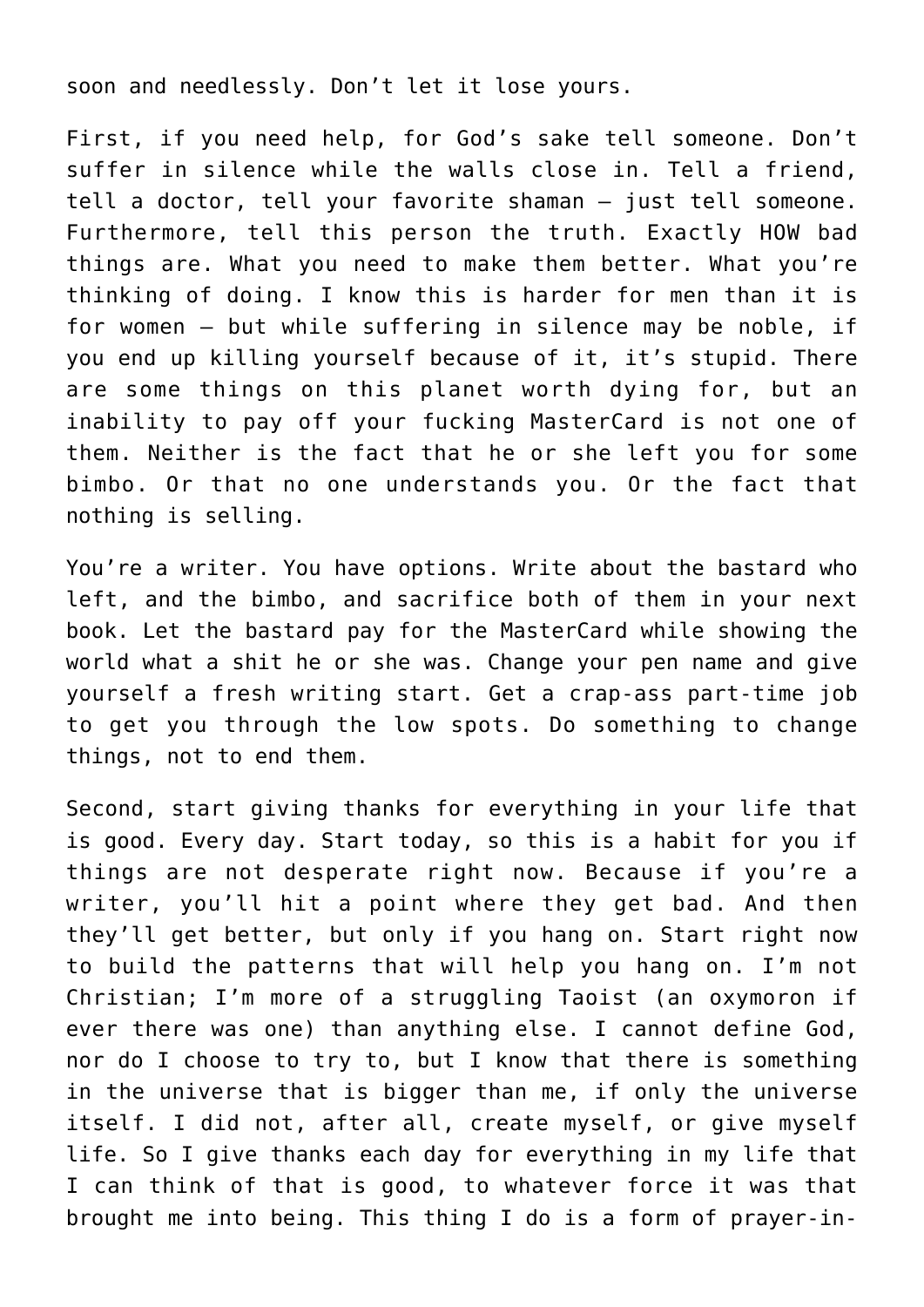soon and needlessly. Don't let it lose yours.

First, if you need help, for God's sake tell someone. Don't suffer in silence while the walls close in. Tell a friend, tell a doctor, tell your favorite shaman — just tell someone. Furthermore, tell this person the truth. Exactly HOW bad things are. What you need to make them better. What you're thinking of doing. I know this is harder for men than it is for women — but while suffering in silence may be noble, if you end up killing yourself because of it, it's stupid. There are some things on this planet worth dying for, but an inability to pay off your fucking MasterCard is not one of them. Neither is the fact that he or she left you for some bimbo. Or that no one understands you. Or the fact that nothing is selling.

You're a writer. You have options. Write about the bastard who left, and the bimbo, and sacrifice both of them in your next book. Let the bastard pay for the MasterCard while showing the world what a shit he or she was. Change your pen name and give yourself a fresh writing start. Get a crap-ass part-time job to get you through the low spots. Do something to change things, not to end them.

Second, start giving thanks for everything in your life that is good. Every day. Start today, so this is a habit for you if things are not desperate right now. Because if you're a writer, you'll hit a point where they get bad. And then they'll get better, but only if you hang on. Start right now to build the patterns that will help you hang on. I'm not Christian; I'm more of a struggling Taoist (an oxymoron if ever there was one) than anything else. I cannot define God, nor do I choose to try to, but I know that there is something in the universe that is bigger than me, if only the universe itself. I did not, after all, create myself, or give myself life. So I give thanks each day for everything in my life that I can think of that is good, to whatever force it was that brought me into being. This thing I do is a form of prayer-in-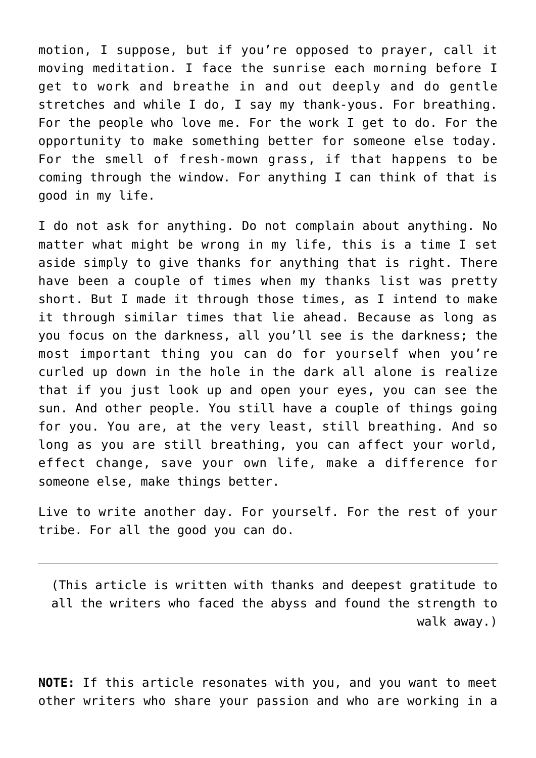motion, I suppose, but if you're opposed to prayer, call it moving meditation. I face the sunrise each morning before I get to work and breathe in and out deeply and do gentle stretches and while I do, I say my thank-yous. For breathing. For the people who love me. For the work I get to do. For the opportunity to make something better for someone else today. For the smell of fresh-mown grass, if that happens to be coming through the window. For anything I can think of that is good in my life.

I do not ask for anything. Do not complain about anything. No matter what might be wrong in my life, this is a time I set aside simply to give thanks for anything that is right. There have been a couple of times when my thanks list was pretty short. But I made it through those times, as I intend to make it through similar times that lie ahead. Because as long as you focus on the darkness, all you'll see is the darkness; the most important thing you can do for yourself when you're curled up down in the hole in the dark all alone is realize that if you just look up and open your eyes, you can see the sun. And other people. You still have a couple of things going for you. You are, at the very least, still breathing. And so long as you are still breathing, you can affect your world, effect change, save your own life, make a difference for someone else, make things better.

Live to write another day. For yourself. For the rest of your tribe. For all the good you can do.

---

(This article is written with thanks and deepest gratitude to all the writers who faced the abyss and found the strength to walk away.)

**NOTE:** If this article resonates with you, and you want to meet other writers who share your passion and who are working in a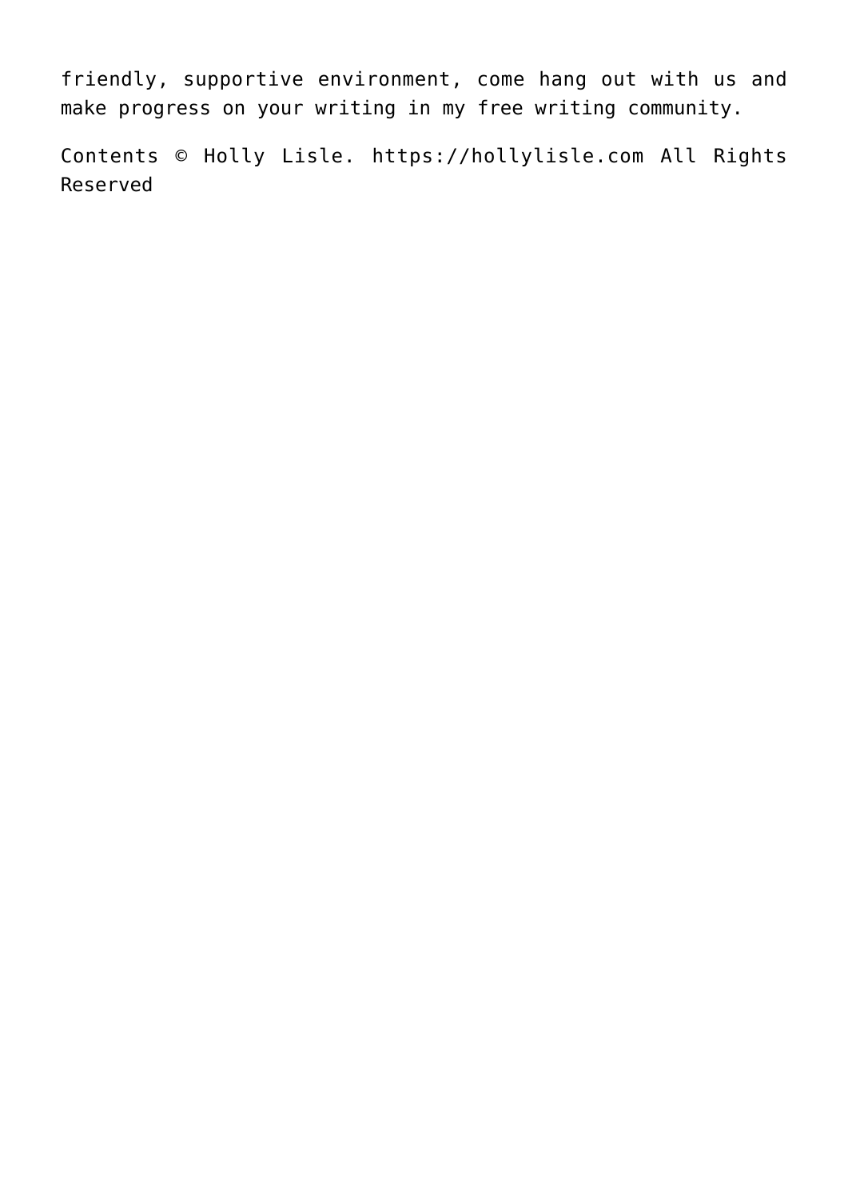friendly, supportive environment, come hang out with us and make progress on your writing in my free writing community.

Contents © Holly Lisle. https://hollylisle.com All Rights Reserved